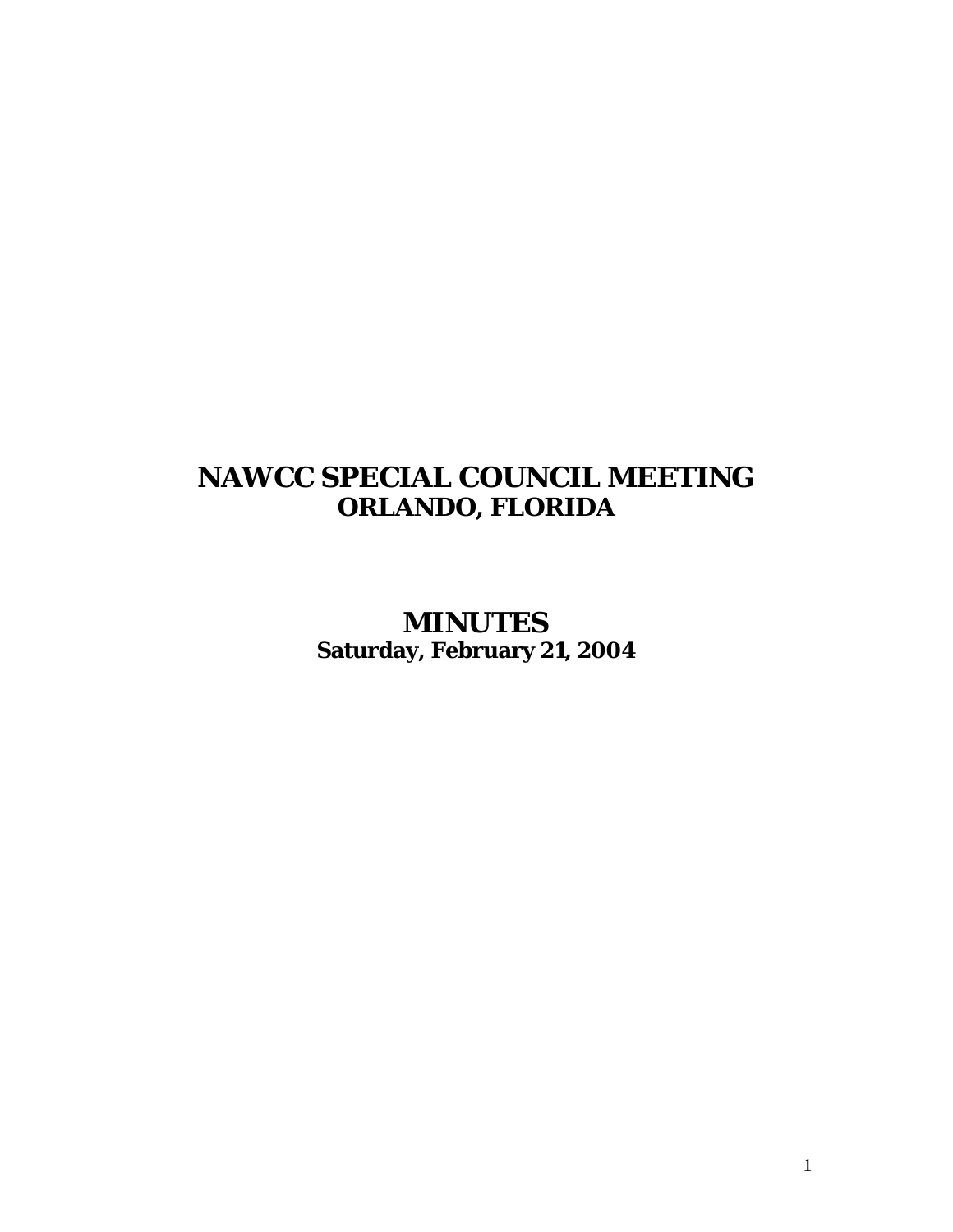# NAWCC SPECIAL COUNCIL MEETING
## ORLANDO, FLORIDA

# MINUTES
### Saturday, February 21, 2004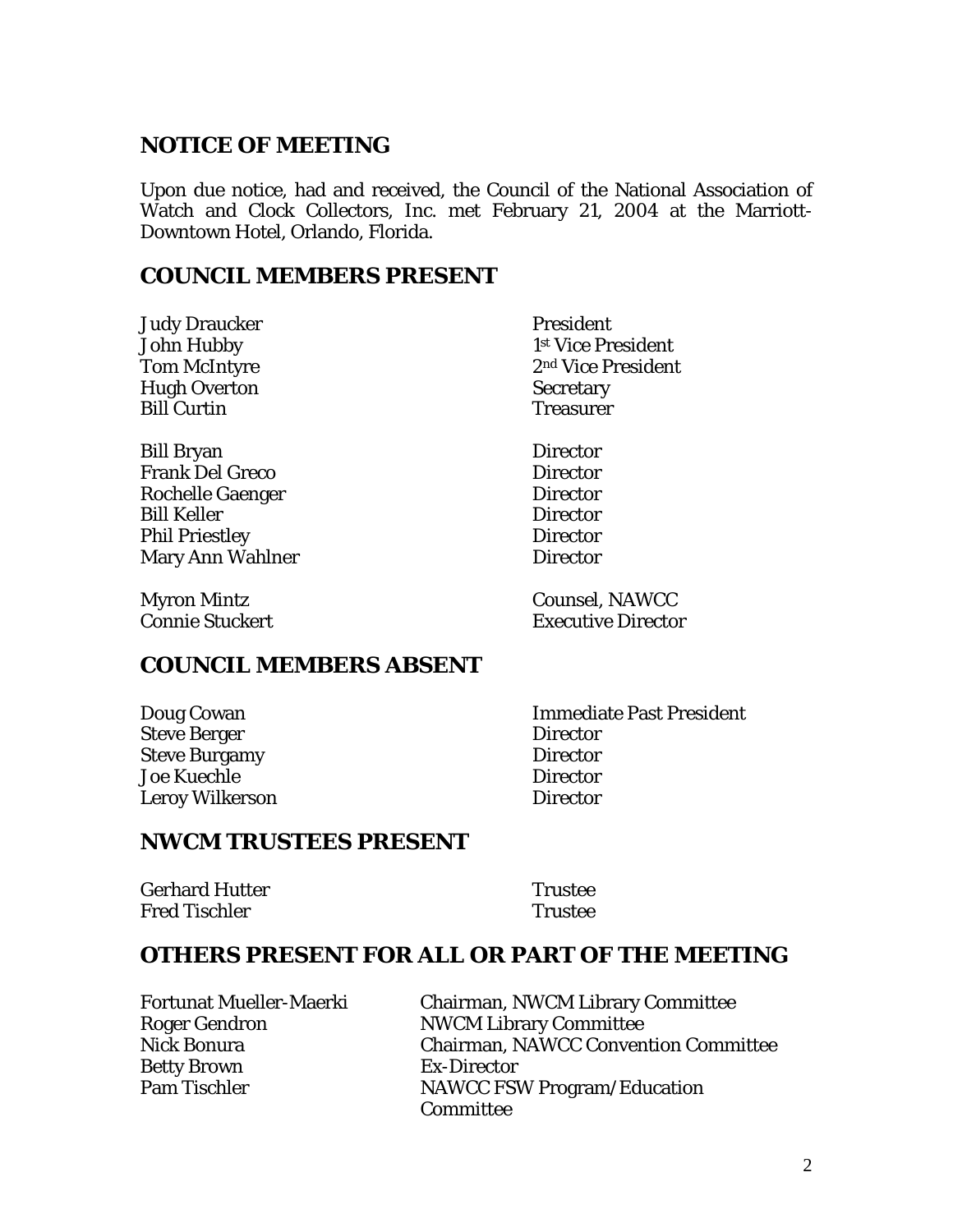## NOTICE OF MEETING

Upon due notice, had and received, the Council of the National Association of Watch and Clock Collectors, Inc. met February 21, 2004 at the Marriott-Downtown Hotel, Orlando, Florida.

## COUNCIL MEMBERS PRESENT

| | |
|---|---|
| Judy Draucker | President |
| John Hubby | 1st Vice President |
| Tom McIntyre | 2nd Vice President |
| Hugh Overton | Secretary |
| Bill Curtin | Treasurer |
| | |
| Bill Bryan | Director |
| Frank Del Greco | Director |
| Rochelle Gaenger | Director |
| Bill Keller | Director |
| Phil Priestley | Director |
| Mary Ann Wahlner | Director |
| | |
| Myron Mintz | Counsel, NAWCC |
| Connie Stuckert | Executive Director |

## COUNCIL MEMBERS ABSENT

| | |
|---|---|
| Doug Cowan | Immediate Past President |
| Steve Berger | Director |
| Steve Burgamy | Director |
| Joe Kuechle | Director |
| Leroy Wilkerson | Director |

## NWCM TRUSTEES PRESENT

| | |
|---|---|
| Gerhard Hutter | Trustee |
| Fred Tischler | Trustee |

## OTHERS PRESENT FOR ALL OR PART OF THE MEETING

| | |
|---|---|
| Fortunat Mueller-Maerki | Chairman, NWCM Library Committee |
| Roger Gendron | NWCM Library Committee |
| Nick Bonura | Chairman, NAWCC Convention Committee |
| Betty Brown | Ex-Director |
| Pam Tischler | NAWCC FSW Program/Education Committee |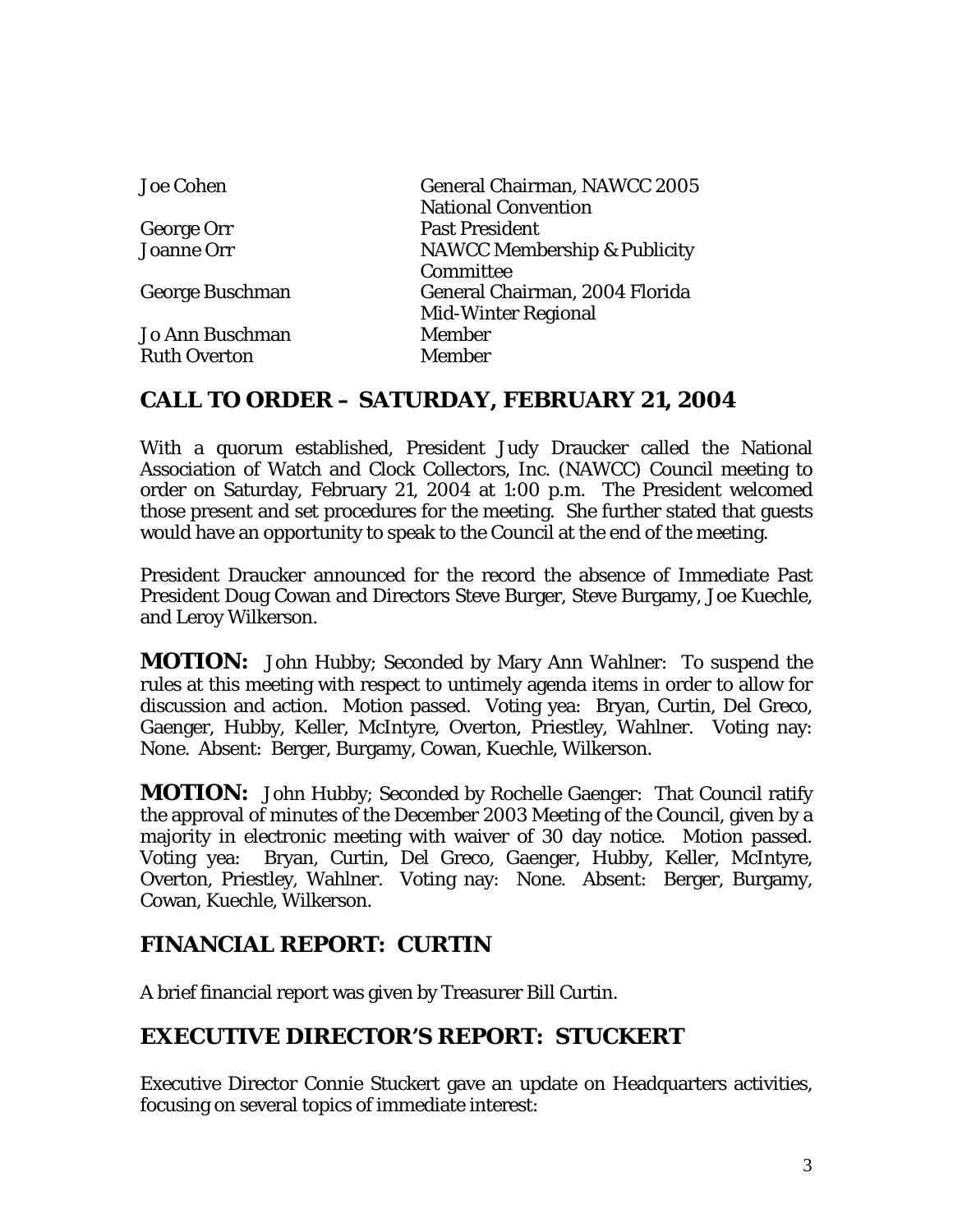| | |
|---|---|
| Joe Cohen | General Chairman, NAWCC 2005 National Convention |
| George Orr | Past President |
| Joanne Orr | NAWCC Membership & Publicity Committee |
| George Buschman | General Chairman, 2004 Florida Mid-Winter Regional |
| Jo Ann Buschman | Member |
| Ruth Overton | Member |

## CALL TO ORDER – SATURDAY, FEBRUARY 21, 2004

With a quorum established, President Judy Draucker called the National Association of Watch and Clock Collectors, Inc. (NAWCC) Council meeting to order on Saturday, February 21, 2004 at 1:00 p.m. The President welcomed those present and set procedures for the meeting. She further stated that guests would have an opportunity to speak to the Council at the end of the meeting.

President Draucker announced for the record the absence of Immediate Past President Doug Cowan and Directors Steve Burger, Steve Burgamy, Joe Kuechle, and Leroy Wilkerson.

**MOTION:** John Hubby; Seconded by Mary Ann Wahlner: To suspend the rules at this meeting with respect to untimely agenda items in order to allow for discussion and action. Motion passed. Voting yea: Bryan, Curtin, Del Greco, Gaenger, Hubby, Keller, McIntyre, Overton, Priestley, Wahlner. Voting nay: None. Absent: Berger, Burgamy, Cowan, Kuechle, Wilkerson.

**MOTION:** John Hubby; Seconded by Rochelle Gaenger: That Council ratify the approval of minutes of the December 2003 Meeting of the Council, given by a majority in electronic meeting with waiver of 30 day notice. Motion passed. Voting yea: Bryan, Curtin, Del Greco, Gaenger, Hubby, Keller, McIntyre, Overton, Priestley, Wahlner. Voting nay: None. Absent: Berger, Burgamy, Cowan, Kuechle, Wilkerson.

## FINANCIAL REPORT: CURTIN

A brief financial report was given by Treasurer Bill Curtin.

## EXECUTIVE DIRECTOR'S REPORT: STUCKERT

Executive Director Connie Stuckert gave an update on Headquarters activities, focusing on several topics of immediate interest: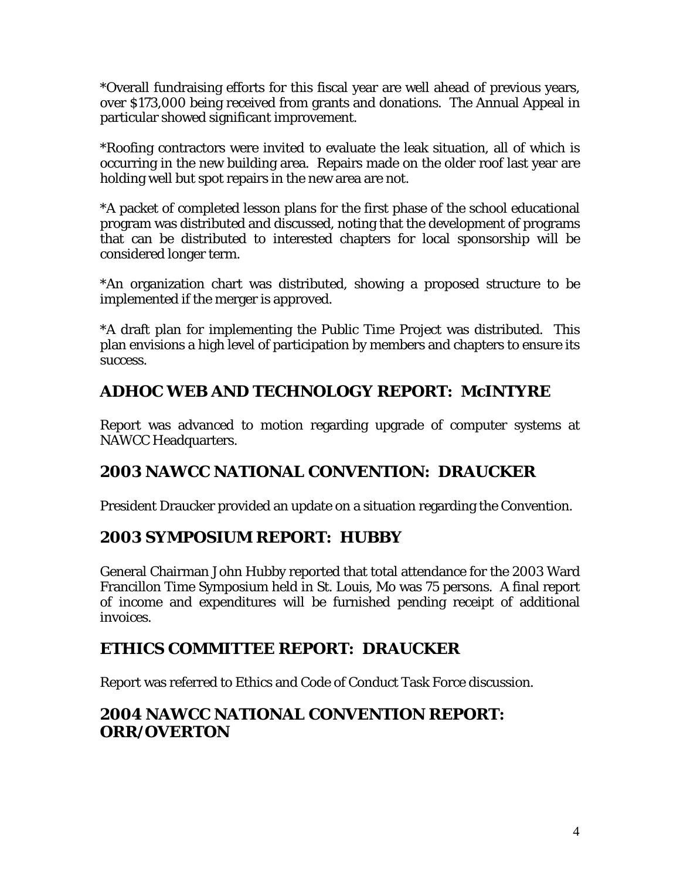*Overall fundraising efforts for this fiscal year are well ahead of previous years, over $173,000 being received from grants and donations. The Annual Appeal in particular showed significant improvement.

*Roofing contractors were invited to evaluate the leak situation, all of which is occurring in the new building area. Repairs made on the older roof last year are holding well but spot repairs in the new area are not.

*A packet of completed lesson plans for the first phase of the school educational program was distributed and discussed, noting that the development of programs that can be distributed to interested chapters for local sponsorship will be considered longer term.

*An organization chart was distributed, showing a proposed structure to be implemented if the merger is approved.

*A draft plan for implementing the Public Time Project was distributed. This plan envisions a high level of participation by members and chapters to ensure its success.

## ADHOC WEB AND TECHNOLOGY REPORT: McINTYRE

Report was advanced to motion regarding upgrade of computer systems at NAWCC Headquarters.

## 2003 NAWCC NATIONAL CONVENTION: DRAUCKER

President Draucker provided an update on a situation regarding the Convention.

## 2003 SYMPOSIUM REPORT: HUBBY

General Chairman John Hubby reported that total attendance for the 2003 Ward Francillon Time Symposium held in St. Louis, Mo was 75 persons. A final report of income and expenditures will be furnished pending receipt of additional invoices.

## ETHICS COMMITTEE REPORT: DRAUCKER

Report was referred to Ethics and Code of Conduct Task Force discussion.

## 2004 NAWCC NATIONAL CONVENTION REPORT: ORR/OVERTON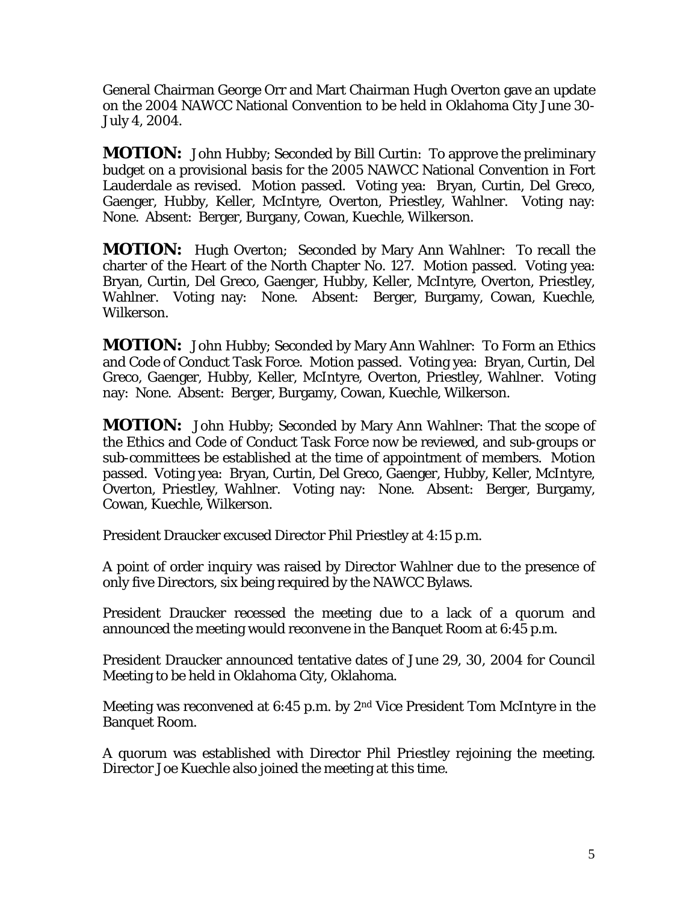General Chairman George Orr and Mart Chairman Hugh Overton gave an update on the 2004 NAWCC National Convention to be held in Oklahoma City June 30-July 4, 2004.

**MOTION:** John Hubby; Seconded by Bill Curtin: To approve the preliminary budget on a provisional basis for the 2005 NAWCC National Convention in Fort Lauderdale as revised. Motion passed. Voting yea: Bryan, Curtin, Del Greco, Gaenger, Hubby, Keller, McIntyre, Overton, Priestley, Wahlner. Voting nay: None. Absent: Berger, Burgany, Cowan, Kuechle, Wilkerson.

**MOTION:** Hugh Overton; Seconded by Mary Ann Wahlner: To recall the charter of the Heart of the North Chapter No. 127. Motion passed. Voting yea: Bryan, Curtin, Del Greco, Gaenger, Hubby, Keller, McIntyre, Overton, Priestley, Wahlner. Voting nay: None. Absent: Berger, Burgamy, Cowan, Kuechle, Wilkerson.

**MOTION:** John Hubby; Seconded by Mary Ann Wahlner: To Form an Ethics and Code of Conduct Task Force. Motion passed. Voting yea: Bryan, Curtin, Del Greco, Gaenger, Hubby, Keller, McIntyre, Overton, Priestley, Wahlner. Voting nay: None. Absent: Berger, Burgamy, Cowan, Kuechle, Wilkerson.

**MOTION:** John Hubby; Seconded by Mary Ann Wahlner: That the scope of the Ethics and Code of Conduct Task Force now be reviewed, and sub-groups or sub-committees be established at the time of appointment of members. Motion passed. Voting yea: Bryan, Curtin, Del Greco, Gaenger, Hubby, Keller, McIntyre, Overton, Priestley, Wahlner. Voting nay: None. Absent: Berger, Burgamy, Cowan, Kuechle, Wilkerson.

President Draucker excused Director Phil Priestley at 4:15 p.m.

A point of order inquiry was raised by Director Wahlner due to the presence of only five Directors, six being required by the NAWCC Bylaws.

President Draucker recessed the meeting due to a lack of a quorum and announced the meeting would reconvene in the Banquet Room at 6:45 p.m.

President Draucker announced tentative dates of June 29, 30, 2004 for Council Meeting to be held in Oklahoma City, Oklahoma.

Meeting was reconvened at 6:45 p.m. by 2nd Vice President Tom McIntyre in the Banquet Room.

A quorum was established with Director Phil Priestley rejoining the meeting. Director Joe Kuechle also joined the meeting at this time.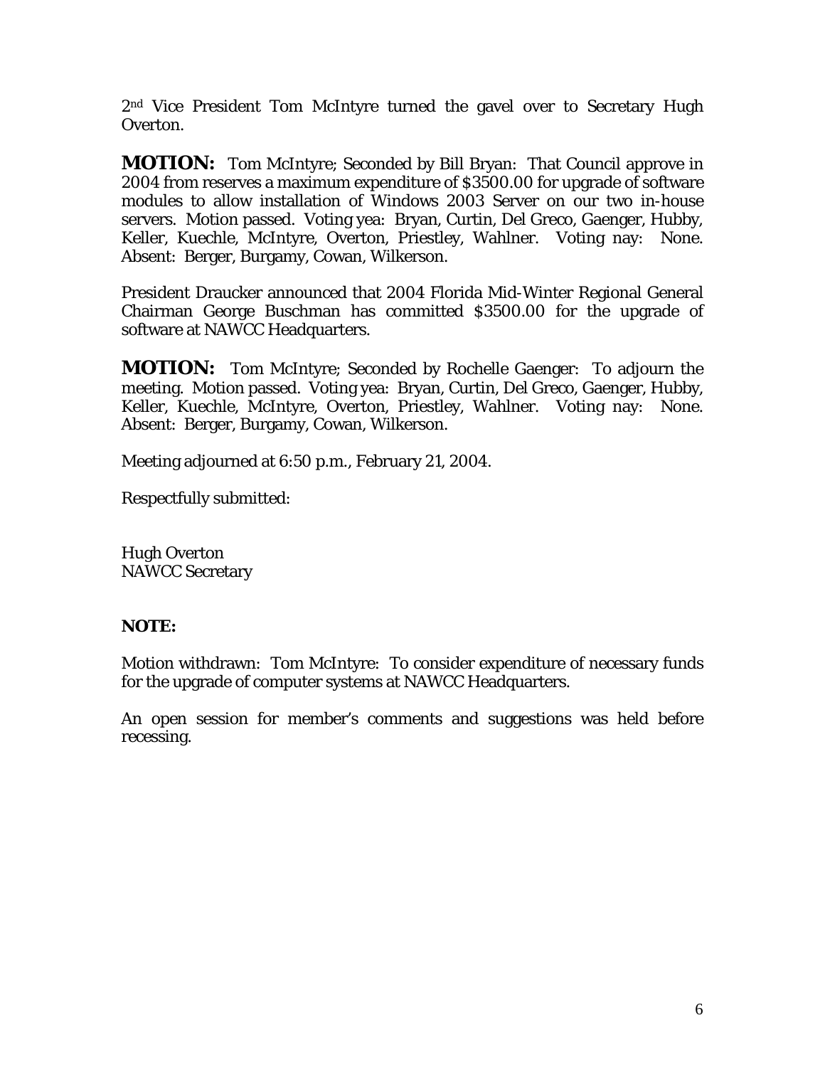2nd Vice President Tom McIntyre turned the gavel over to Secretary Hugh Overton.

**MOTION:** Tom McIntyre; Seconded by Bill Bryan: That Council approve in 2004 from reserves a maximum expenditure of $3500.00 for upgrade of software modules to allow installation of Windows 2003 Server on our two in-house servers. Motion passed. Voting yea: Bryan, Curtin, Del Greco, Gaenger, Hubby, Keller, Kuechle, McIntyre, Overton, Priestley, Wahlner. Voting nay: None. Absent: Berger, Burgamy, Cowan, Wilkerson.

President Draucker announced that 2004 Florida Mid-Winter Regional General Chairman George Buschman has committed $3500.00 for the upgrade of software at NAWCC Headquarters.

**MOTION:** Tom McIntyre; Seconded by Rochelle Gaenger: To adjourn the meeting. Motion passed. Voting yea: Bryan, Curtin, Del Greco, Gaenger, Hubby, Keller, Kuechle, McIntyre, Overton, Priestley, Wahlner. Voting nay: None. Absent: Berger, Burgamy, Cowan, Wilkerson.

Meeting adjourned at 6:50 p.m., February 21, 2004.

Respectfully submitted:

Hugh Overton
NAWCC Secretary

**NOTE:**

Motion withdrawn: Tom McIntyre: To consider expenditure of necessary funds for the upgrade of computer systems at NAWCC Headquarters.

An open session for member's comments and suggestions was held before recessing.